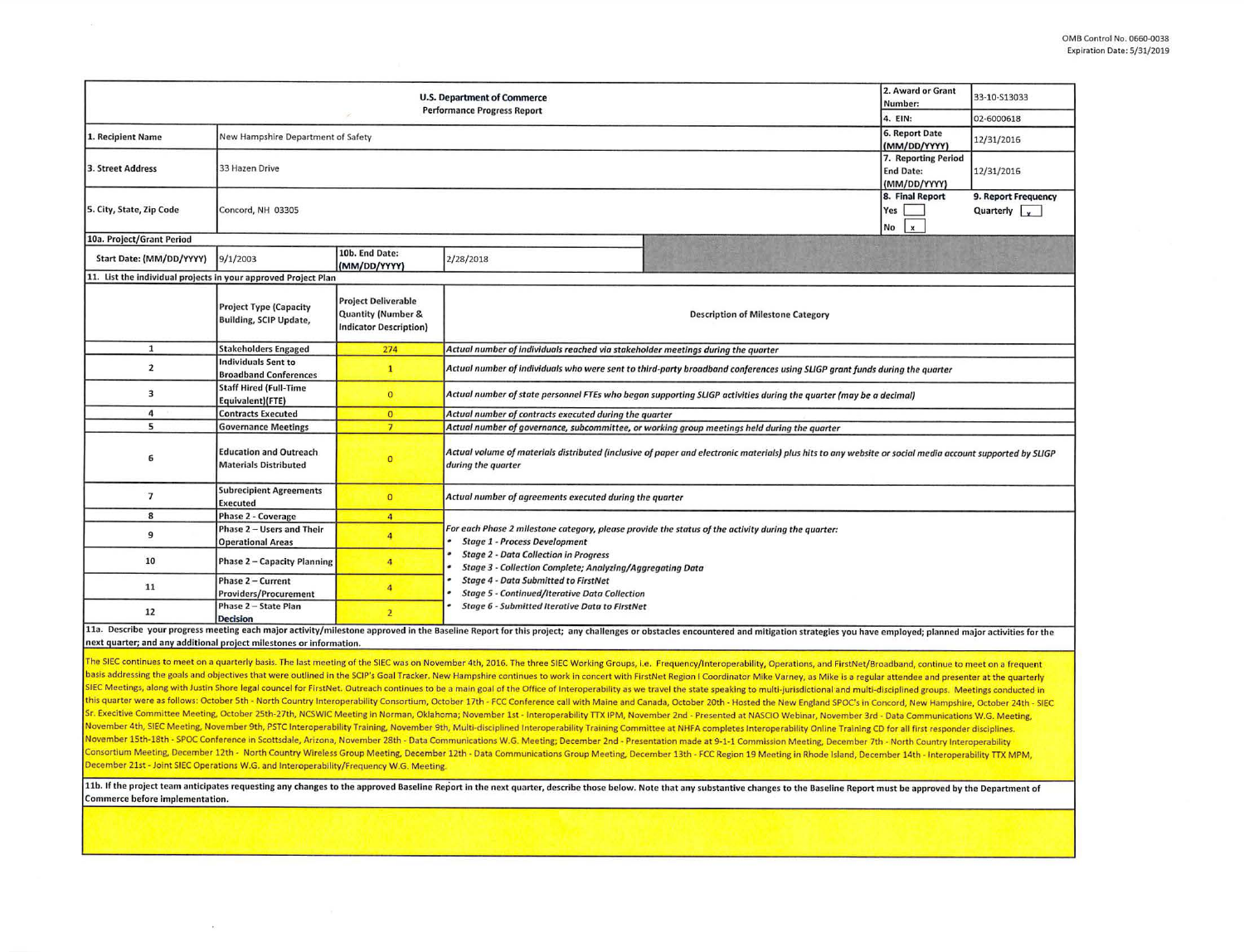OMB Control No. 0660-0038
Expiration Date: 5/31/2019

| U.S. Department of Commerce<br>Performance Progress Report | | | | 2. Award or Grant Number: | 33-10-S13033 |
|---|---|---|---|---|---|
| | | | | 4. EIN: | 02-6000618 |
| 1. Recipient Name | New Hampshire Department of Safety | | | 6. Report Date (MM/DD/YYYY) | 12/31/2016 |
| 3. Street Address | 33 Hazen Drive | | | 7. Reporting Period End Date: (MM/DD/YYYY) | 12/31/2016 |
| 5. City, State, Zip Code | Concord, NH 03305 | | | 8. Final Report<br>Yes [ ]<br>No [x] | 9. Report Frequency<br>Quarterly [x] |
| 10a. Project/Grant Period | | | | | |
| Start Date: (MM/DD/YYYY) | 9/1/2003 | 10b. End Date: (MM/DD/YYYY) | 2/28/2018 | | |

**11. List the individual projects in your approved Project Plan**

| | Project Type (Capacity Building, SCIP Update, | Project Deliverable Quantity (Number & Indicator Description) | Description of Milestone Category |
|---|---|---|---|
| 1 | Stakeholders Engaged | 274 | *Actual number of individuals reached via stakeholder meetings during the quarter* |
| 2 | Individuals Sent to Broadband Conferences | 1 | *Actual number of individuals who were sent to third-party broadband conferences using SLIGP grant funds during the quarter* |
| 3 | Staff Hired (Full-Time Equivalent)(FTE) | 0 | *Actual number of state personnel FTEs who began supporting SLIGP activities during the quarter (may be a decimal)* |
| 4 | Contracts Executed | 0 | *Actual number of contracts executed during the quarter* |
| 5 | Governance Meetings | 7 | *Actual number of governance, subcommittee, or working group meetings held during the quarter* |
| 6 | Education and Outreach Materials Distributed | 0 | *Actual volume of materials distributed (inclusive of paper and electronic materials) plus hits to any website or social media account supported by SLIGP during the quarter* |
| 7 | Subrecipient Agreements Executed | 0 | *Actual number of agreements executed during the quarter* |
| 8 | Phase 2 - Coverage | 4 | *For each Phase 2 milestone category, please provide the status of the activity during the quarter:*<br>• *Stage 1 - Process Development*<br>• *Stage 2 - Data Collection in Progress*<br>• *Stage 3 - Collection Complete; Analyzing/Aggregating Data*<br>• *Stage 4 - Data Submitted to FirstNet*<br>• *Stage 5 - Continued/Iterative Data Collection*<br>• *Stage 6 - Submitted Iterative Data to FirstNet* |
| 9 | Phase 2 – Users and Their Operational Areas | 4 | |
| 10 | Phase 2 – Capacity Planning | 4 | |
| 11 | Phase 2 – Current Providers/Procurement | 4 | |
| 12 | Phase 2 – State Plan Decision | 2 | |

**11a. Describe your progress meeting each major activity/milestone approved in the Baseline Report for this project; any challenges or obstacles encountered and mitigation strategies you have employed; planned major activities for the next quarter; and any additional project milestones or information.**

The SIEC continues to meet on a quarterly basis. The last meeting of the SIEC was on November 4th, 2016. The three SIEC Working Groups, i.e. Frequency/Interoperability, Operations, and FirstNet/Broadband, continue to meet on a frequent basis addressing the goals and objectives that were outlined in the SCIP's Goal Tracker. New Hampshire continues to work in concert with FirstNet Region I Coordinator Mike Varney, as Mike is a regular attendee and presenter at the quarterly SIEC Meetings, along with Justin Shore legal councel for FirstNet. Outreach continues to be a main goal of the Office of Interoperability as we travel the state speaking to multi-jurisdictional and multi-disciplined groups. Meetings conducted in this quarter were as follows: October 5th - North Country Interoperability Consortium, October 17th - FCC Conference call with Maine and Canada, October 20th - Hosted the New England SPOC's in Concord, New Hampshire, October 24th - SIEC Sr. Exective Committee Meeting, October 25th-27th, NCSWIC Meeting in Norman, Oklahoma; November 1st - Interoperability TTX IPM, November 2nd - Presented at NASCIO Webinar, November 3rd - Data Communications W.G. Meeting, November 4th, SIEC Meeting, November 9th, PSTC Interoperability Training, November 9th, Multi-disciplined Interoperability Training Committee at NHFA completes Interoperability Online Training CD for all first responder disciplines. November 15th-18th - SPOC Conference in Scottsdale, Arizona, November 28th - Data Communications W.G. Meeting; December 2nd - Presentation made at 9-1-1 Commission Meeting, December 7th - North Country Interoperability Consortium Meeting, December 12th - North Country Wireless Group Meeting, December 12th - Data Communications Group Meeting, December 13th - FCC Region 19 Meeting in Rhode Island, December 14th - Interoperability TTX MPM, December 21st - Joint SIEC Operations W.G. and Interoperability/Frequency W.G. Meeting.

**11b. If the project team anticipates requesting any changes to the approved Baseline Report in the next quarter, describe those below. Note that any substantive changes to the Baseline Report must be approved by the Department of Commerce before implementation.**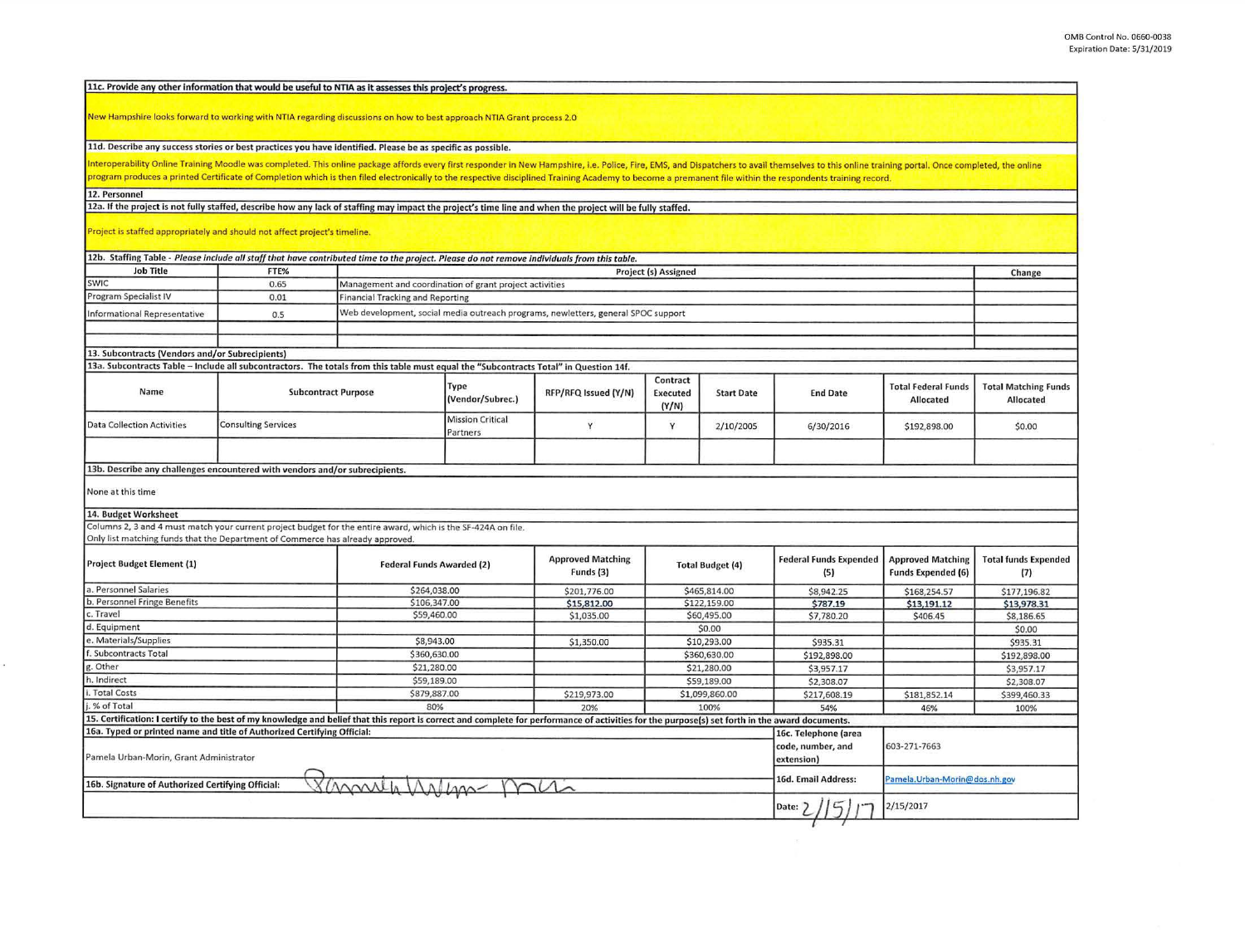**11c. Provide any other information that would be useful to NTIA as it assesses this project's progress.**

New Hampshire looks forward to working with NTIA regarding discussions on how to best approach NTIA Grant process 2.0

**11d. Describe any success stories or best practices you have identified. Please be as specific as possible.**

Interoperability Online Training Moodle was completed. This online package affords every first responder in New Hampshire, i.e. Police, Fire, EMS, and Dispatchers to avail themselves to this online training portal. Once completed, the online program produces a printed Certificate of Completion which is then filed electronically to the respective disciplined Training Academy to become a premanent file within the respondents training record.

**12. Personnel**

**12a. If the project is not fully staffed, describe how any lack of staffing may impact the project's time line and when the project will be fully staffed.**

Project is staffed appropriately and should not affect project's timeline.

**12b. Staffing Table** - *Please include all staff that have contributed time to the project. Please do not remove individuals from this table.*

| Job Title | FTE% | Project (s) Assigned | Change |
|---|---|---|---|
| SWIC | 0.65 | Management and coordination of grant project activities | |
| Program Specialist IV | 0.01 | Financial Tracking and Reporting | |
| Informational Representative | 0.5 | Web development, social media outreach programs, newletters, general SPOC support | |
| | | | |
| | | | |

**13. Subcontracts (Vendors and/or Subrecipients)**

**13a. Subcontracts Table – Include all subcontractors. The totals from this table must equal the "Subcontracts Total" in Question 14f.**

| Name | Subcontract Purpose | Type (Vendor/Subrec.) | RFP/RFQ Issued (Y/N) | Contract Executed (Y/N) | Start Date | End Date | Total Federal Funds Allocated | Total Matching Funds Allocated |
|---|---|---|---|---|---|---|---|---|
| Data Collection Activities | Consulting Services | Mission Critical Partners | Y | Y | 2/10/2005 | 6/30/2016 | $192,898.00 | $0.00 |
| | | | | | | | | |

**13b. Describe any challenges encountered with vendors and/or subrecipients.**

None at this time

**14. Budget Worksheet**

Columns 2, 3 and 4 must match your current project budget for the entire award, which is the SF-424A on file.
Only list matching funds that the Department of Commerce has already approved.

| Project Budget Element (1) | Federal Funds Awarded (2) | Approved Matching Funds (3) | Total Budget (4) | Federal Funds Expended (5) | Approved Matching Funds Expended (6) | Total funds Expended (7) |
|---|---|---|---|---|---|---|
| a. Personnel Salaries | $264,038.00 | $201,776.00 | $465,814.00 | $8,942.25 | $168,254.57 | $177,196.82 |
| b. Personnel Fringe Benefits | $106,347.00 | $15,812.00 | $122,159.00 | $787.19 | $13,191.12 | $13,978.31 |
| c. Travel | $59,460.00 | $1,035.00 | $60,495.00 | $7,780.20 | $406.45 | $8,186.65 |
| d. Equipment | | | $0.00 | | | $0.00 |
| e. Materials/Supplies | $8,943.00 | $1,350.00 | $10,293.00 | $935.31 | | $935.31 |
| f. Subcontracts Total | $360,630.00 | | $360,630.00 | $192,898.00 | | $192,898.00 |
| g. Other | $21,280.00 | | $21,280.00 | $3,957.17 | | $3,957.17 |
| h. Indirect | $59,189.00 | | $59,189.00 | $2,308.07 | | $2,308.07 |
| i. Total Costs | $879,887.00 | $219,973.00 | $1,099,860.00 | $217,608.19 | $181,852.14 | $399,460.33 |
| j. % of Total | 80% | 20% | 100% | 54% | 46% | 100% |

**15. Certification: I certify to the best of my knowledge and belief that this report is correct and complete for performance of activities for the purpose(s) set forth in the award documents.**

| | | |
|---|---|---|
| **16a. Typed or printed name and title of Authorized Certifying Official:** Pamela Urban-Morin, Grant Administrator | 16c. Telephone (area code, number, and extension) | 603-271-7663 |
| **16b. Signature of Authorized Certifying Official:** Pamela Urban-Morin | 16d. Email Address: | Pamela.Urban-Morin@dos.nh.gov |
| | Date: 2/15/17 | 2/15/2017 |